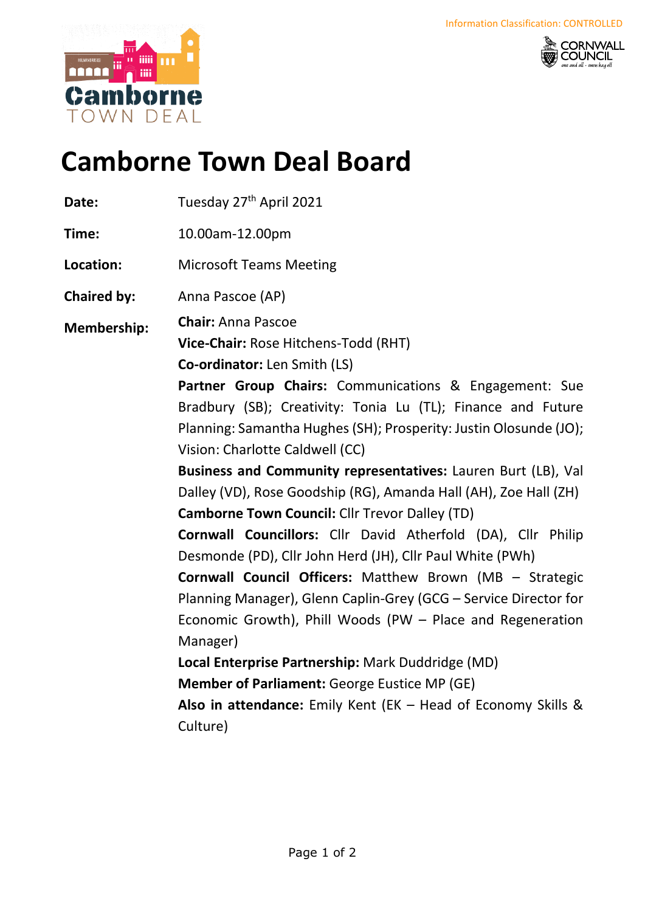Information Classification: CONTROLLED

# Camborne Town Deal Board

**Date:** Tuesday 27th April 2021

**Time:** 10.00am-12.00pm

**Location:** Microsoft Teams Meeting

**Chaired by:** Anna Pascoe (AP)

**Membership:**

**Chair:** Anna Pascoe

**Vice-Chair:** Rose Hitchens-Todd (RHT)

**Co-ordinator:** Len Smith (LS)

**Partner Group Chairs:** Communications & Engagement: Sue Bradbury (SB); Creativity: Tonia Lu (TL); Finance and Future Planning: Samantha Hughes (SH); Prosperity: Justin Olosunde (JO); Vision: Charlotte Caldwell (CC)

**Business and Community representatives:** Lauren Burt (LB), Val Dalley (VD), Rose Goodship (RG), Amanda Hall (AH), Zoe Hall (ZH)

**Camborne Town Council:** Cllr Trevor Dalley (TD)

**Cornwall Councillors:** Cllr David Atherfold (DA), Cllr Philip Desmonde (PD), Cllr John Herd (JH), Cllr Paul White (PWh)

**Cornwall Council Officers:** Matthew Brown (MB – Strategic Planning Manager), Glenn Caplin-Grey (GCG – Service Director for Economic Growth), Phill Woods (PW – Place and Regeneration Manager)

**Local Enterprise Partnership:** Mark Duddridge (MD)

**Member of Parliament:** George Eustice MP (GE)

**Also in attendance:** Emily Kent (EK – Head of Economy Skills & Culture)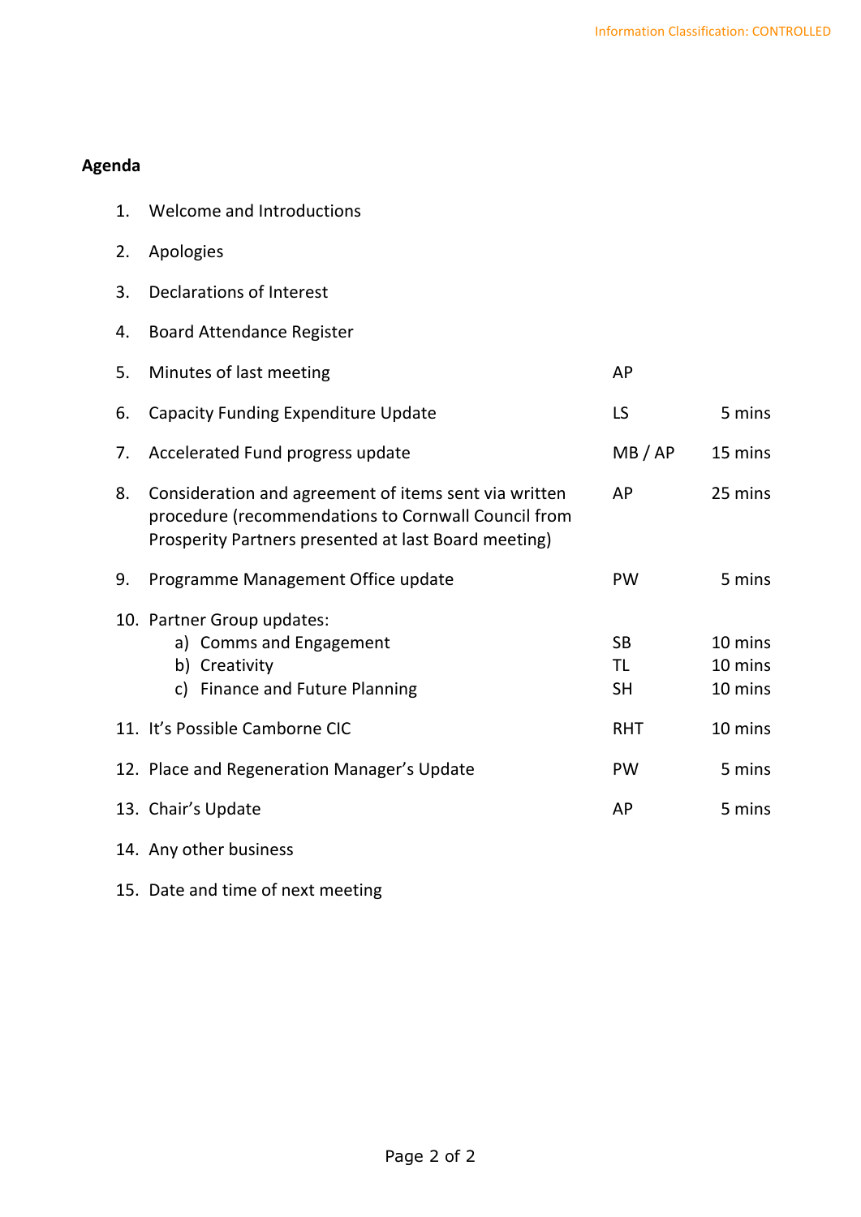**Agenda**

| | | | |
|---|---|---|---|
| 1. | Welcome and Introductions | | |
| 2. | Apologies | | |
| 3. | Declarations of Interest | | |
| 4. | Board Attendance Register | | |
| 5. | Minutes of last meeting | AP | |
| 6. | Capacity Funding Expenditure Update | LS | 5 mins |
| 7. | Accelerated Fund progress update | MB / AP | 15 mins |
| 8. | Consideration and agreement of items sent via written procedure (recommendations to Cornwall Council from Prosperity Partners presented at last Board meeting) | AP | 25 mins |
| 9. | Programme Management Office update | PW | 5 mins |
| 10. | Partner Group updates: | | |
| | a) Comms and Engagement | SB | 10 mins |
| | b) Creativity | TL | 10 mins |
| | c) Finance and Future Planning | SH | 10 mins |
| 11. | It's Possible Camborne CIC | RHT | 10 mins |
| 12. | Place and Regeneration Manager's Update | PW | 5 mins |
| 13. | Chair's Update | AP | 5 mins |
| 14. | Any other business | | |
| 15. | Date and time of next meeting | | |